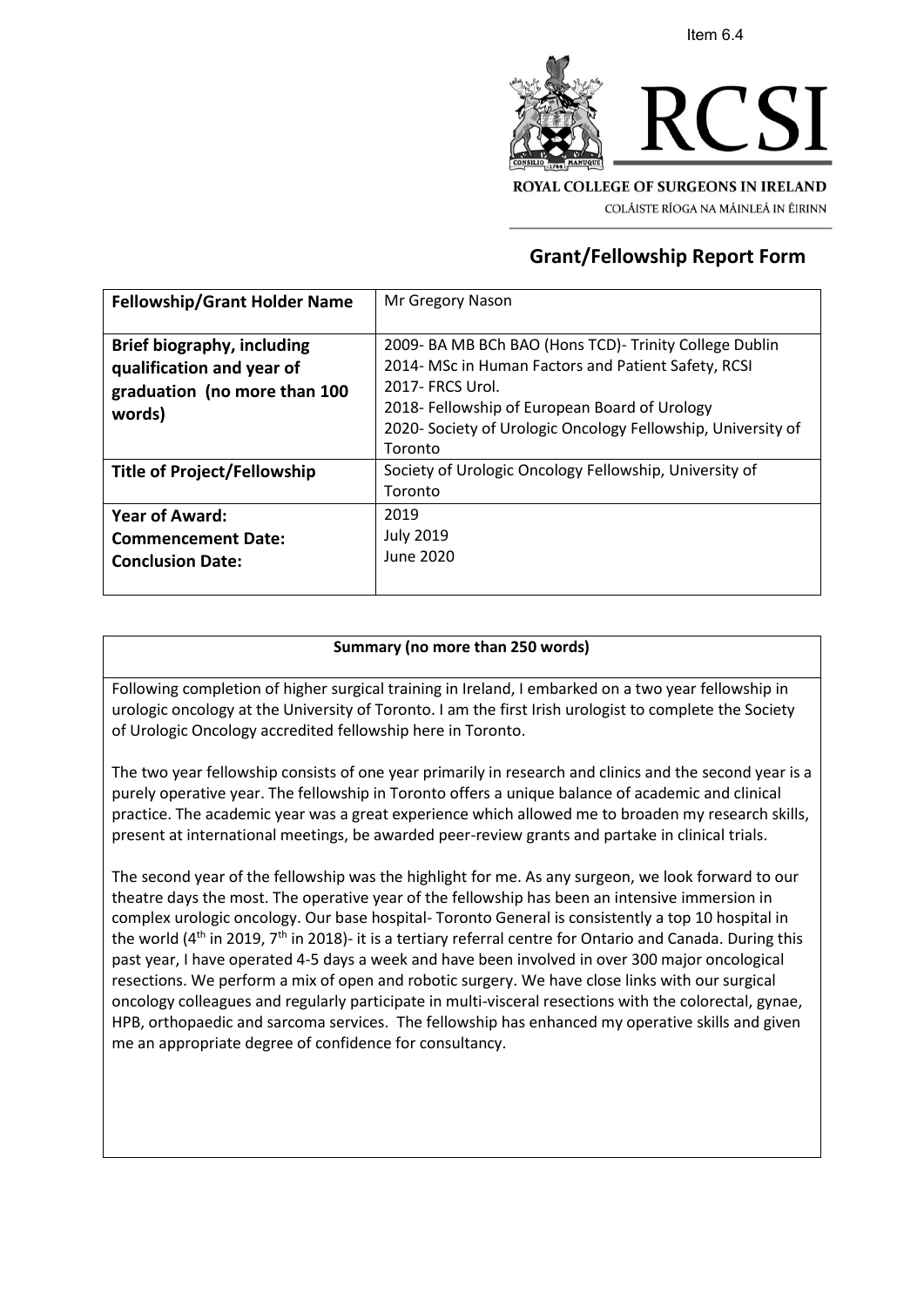Item 6.4

**ROYAL COLLEGE OF SURGEONS IN IRELAND**

COLÁISTE RÍOGA NA MÁINLEÁ IN ÉIRINN

## Grant/Fellowship Report Form

| **Fellowship/Grant Holder Name** | Mr Gregory Nason |
|---|---|
| **Brief biography, including qualification and year of graduation (no more than 100 words)** | 2009- BA MB BCh BAO (Hons TCD)- Trinity College Dublin<br>2014- MSc in Human Factors and Patient Safety, RCSI<br>2017- FRCS Urol.<br>2018- Fellowship of European Board of Urology<br>2020- Society of Urologic Oncology Fellowship, University of Toronto |
| **Title of Project/Fellowship** | Society of Urologic Oncology Fellowship, University of Toronto |
| **Year of Award:**<br>**Commencement Date:**<br>**Conclusion Date:** | 2019<br>July 2019<br>June 2020 |

**Summary (no more than 250 words)**

Following completion of higher surgical training in Ireland, I embarked on a two year fellowship in urologic oncology at the University of Toronto. I am the first Irish urologist to complete the Society of Urologic Oncology accredited fellowship here in Toronto.

The two year fellowship consists of one year primarily in research and clinics and the second year is a purely operative year. The fellowship in Toronto offers a unique balance of academic and clinical practice. The academic year was a great experience which allowed me to broaden my research skills, present at international meetings, be awarded peer-review grants and partake in clinical trials.

The second year of the fellowship was the highlight for me. As any surgeon, we look forward to our theatre days the most. The operative year of the fellowship has been an intensive immersion in complex urologic oncology. Our base hospital- Toronto General is consistently a top 10 hospital in the world (4th in 2019, 7th in 2018)- it is a tertiary referral centre for Ontario and Canada. During this past year, I have operated 4-5 days a week and have been involved in over 300 major oncological resections. We perform a mix of open and robotic surgery. We have close links with our surgical oncology colleagues and regularly participate in multi-visceral resections with the colorectal, gynae, HPB, orthopaedic and sarcoma services. The fellowship has enhanced my operative skills and given me an appropriate degree of confidence for consultancy.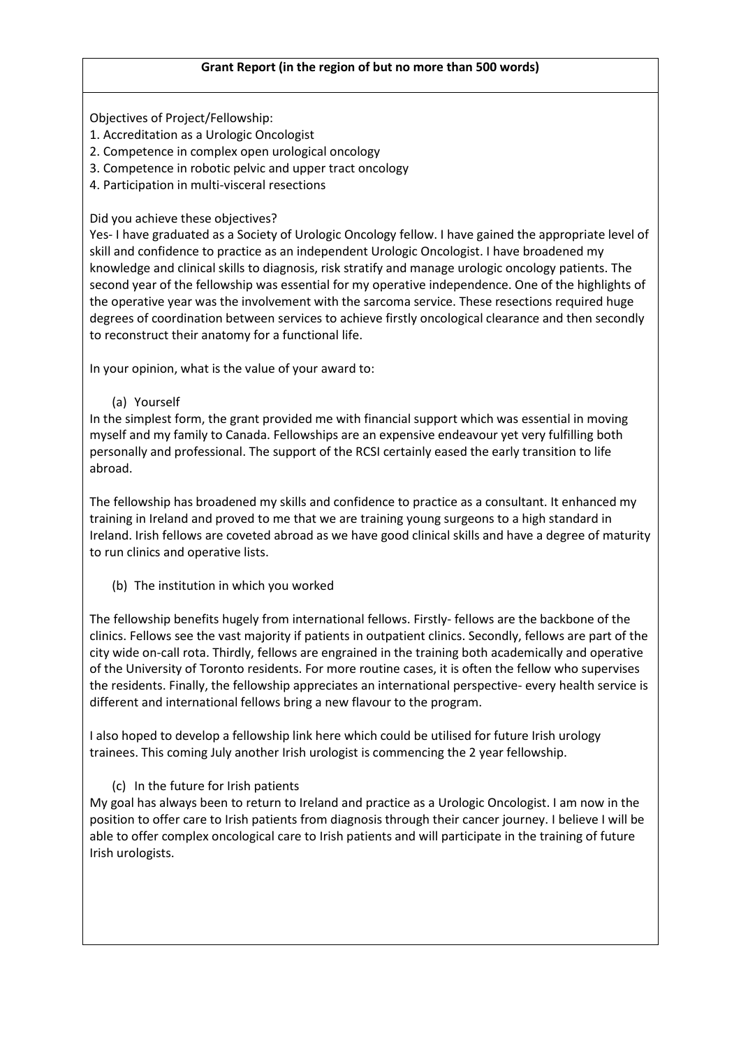**Grant Report (in the region of but no more than 500 words)**

Objectives of Project/Fellowship:

1. Accreditation as a Urologic Oncologist
2. Competence in complex open urological oncology
3. Competence in robotic pelvic and upper tract oncology
4. Participation in multi-visceral resections

Did you achieve these objectives?

Yes- I have graduated as a Society of Urologic Oncology fellow. I have gained the appropriate level of skill and confidence to practice as an independent Urologic Oncologist. I have broadened my knowledge and clinical skills to diagnosis, risk stratify and manage urologic oncology patients. The second year of the fellowship was essential for my operative independence. One of the highlights of the operative year was the involvement with the sarcoma service. These resections required huge degrees of coordination between services to achieve firstly oncological clearance and then secondly to reconstruct their anatomy for a functional life.

In your opinion, what is the value of your award to:

(a) Yourself

In the simplest form, the grant provided me with financial support which was essential in moving myself and my family to Canada. Fellowships are an expensive endeavour yet very fulfilling both personally and professional. The support of the RCSI certainly eased the early transition to life abroad.

The fellowship has broadened my skills and confidence to practice as a consultant. It enhanced my training in Ireland and proved to me that we are training young surgeons to a high standard in Ireland. Irish fellows are coveted abroad as we have good clinical skills and have a degree of maturity to run clinics and operative lists.

(b) The institution in which you worked

The fellowship benefits hugely from international fellows. Firstly- fellows are the backbone of the clinics. Fellows see the vast majority if patients in outpatient clinics. Secondly, fellows are part of the city wide on-call rota. Thirdly, fellows are engrained in the training both academically and operative of the University of Toronto residents. For more routine cases, it is often the fellow who supervises the residents. Finally, the fellowship appreciates an international perspective- every health service is different and international fellows bring a new flavour to the program.

I also hoped to develop a fellowship link here which could be utilised for future Irish urology trainees. This coming July another Irish urologist is commencing the 2 year fellowship.

(c) In the future for Irish patients

My goal has always been to return to Ireland and practice as a Urologic Oncologist. I am now in the position to offer care to Irish patients from diagnosis through their cancer journey. I believe I will be able to offer complex oncological care to Irish patients and will participate in the training of future Irish urologists.